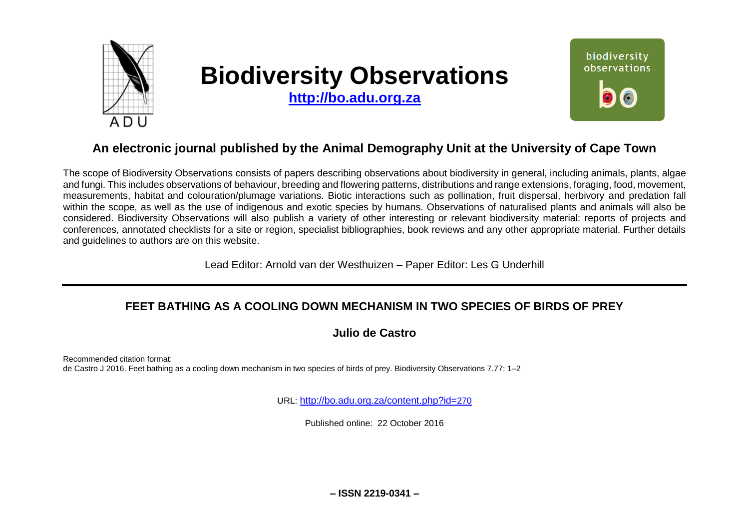# Biodiversity Observations

**http://bo.adu.org.za**

## An electronic journal published by the Animal Demography Unit at the University of Cape Town

The scope of Biodiversity Observations consists of papers describing observations about biodiversity in general, including animals, plants, algae and fungi. This includes observations of behaviour, breeding and flowering patterns, distributions and range extensions, foraging, food, movement, measurements, habitat and colouration/plumage variations. Biotic interactions such as pollination, fruit dispersal, herbivory and predation fall within the scope, as well as the use of indigenous and exotic species by humans. Observations of naturalised plants and animals will also be considered. Biodiversity Observations will also publish a variety of other interesting or relevant biodiversity material: reports of projects and conferences, annotated checklists for a site or region, specialist bibliographies, book reviews and any other appropriate material. Further details and guidelines to authors are on this website.

Lead Editor: Arnold van der Westhuizen – Paper Editor: Les G Underhill

---

# FEET BATHING AS A COOLING DOWN MECHANISM IN TWO SPECIES OF BIRDS OF PREY

**Julio de Castro**

Recommended citation format:
de Castro J 2016. Feet bathing as a cooling down mechanism in two species of birds of prey. Biodiversity Observations 7.77: 1–2

URL: http://bo.adu.org.za/content.php?id=270

Published online: 22 October 2016

**– ISSN 2219-0341 –**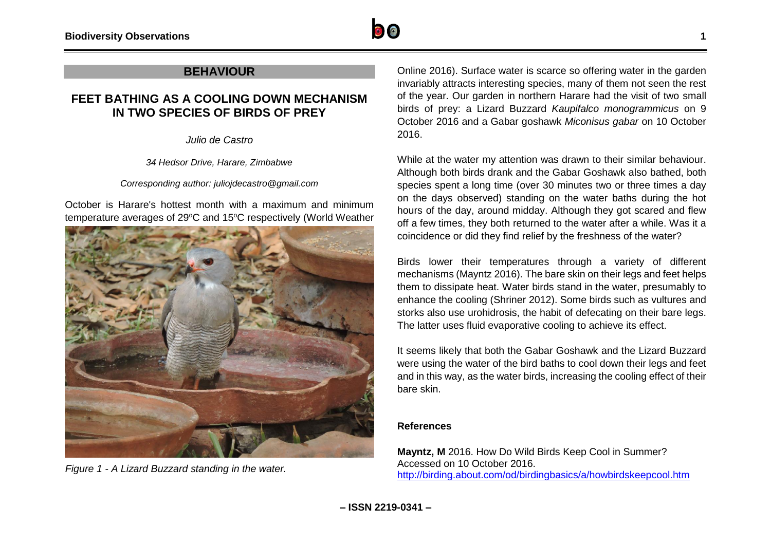## BEHAVIOUR

# FEET BATHING AS A COOLING DOWN MECHANISM IN TWO SPECIES OF BIRDS OF PREY

*Julio de Castro*

*34 Hedsor Drive, Harare, Zimbabwe*

*Corresponding author: juliojdecastro@gmail.com*

October is Harare's hottest month with a maximum and minimum temperature averages of 29ºC and 15ºC respectively (World Weather Online 2016). Surface water is scarce so offering water in the garden invariably attracts interesting species, many of them not seen the rest of the year. Our garden in northern Harare had the visit of two small birds of prey: a Lizard Buzzard *Kaupifalco monogrammicus* on 9 October 2016 and a Gabar goshawk *Miconisus gabar* on 10 October 2016.

*Figure 1 - A Lizard Buzzard standing in the water.*

While at the water my attention was drawn to their similar behaviour. Although both birds drank and the Gabar Goshawk also bathed, both species spent a long time (over 30 minutes two or three times a day on the days observed) standing on the water baths during the hot hours of the day, around midday. Although they got scared and flew off a few times, they both returned to the water after a while. Was it a coincidence or did they find relief by the freshness of the water?

Birds lower their temperatures through a variety of different mechanisms (Mayntz 2016). The bare skin on their legs and feet helps them to dissipate heat. Water birds stand in the water, presumably to enhance the cooling (Shriner 2012). Some birds such as vultures and storks also use urohidrosis, the habit of defecating on their bare legs. The latter uses fluid evaporative cooling to achieve its effect.

It seems likely that both the Gabar Goshawk and the Lizard Buzzard were using the water of the bird baths to cool down their legs and feet and in this way, as the water birds, increasing the cooling effect of their bare skin.

### References

**Mayntz, M** 2016. How Do Wild Birds Keep Cool in Summer? Accessed on 10 October 2016. http://birding.about.com/od/birdingbasics/a/howbirdskeepcool.htm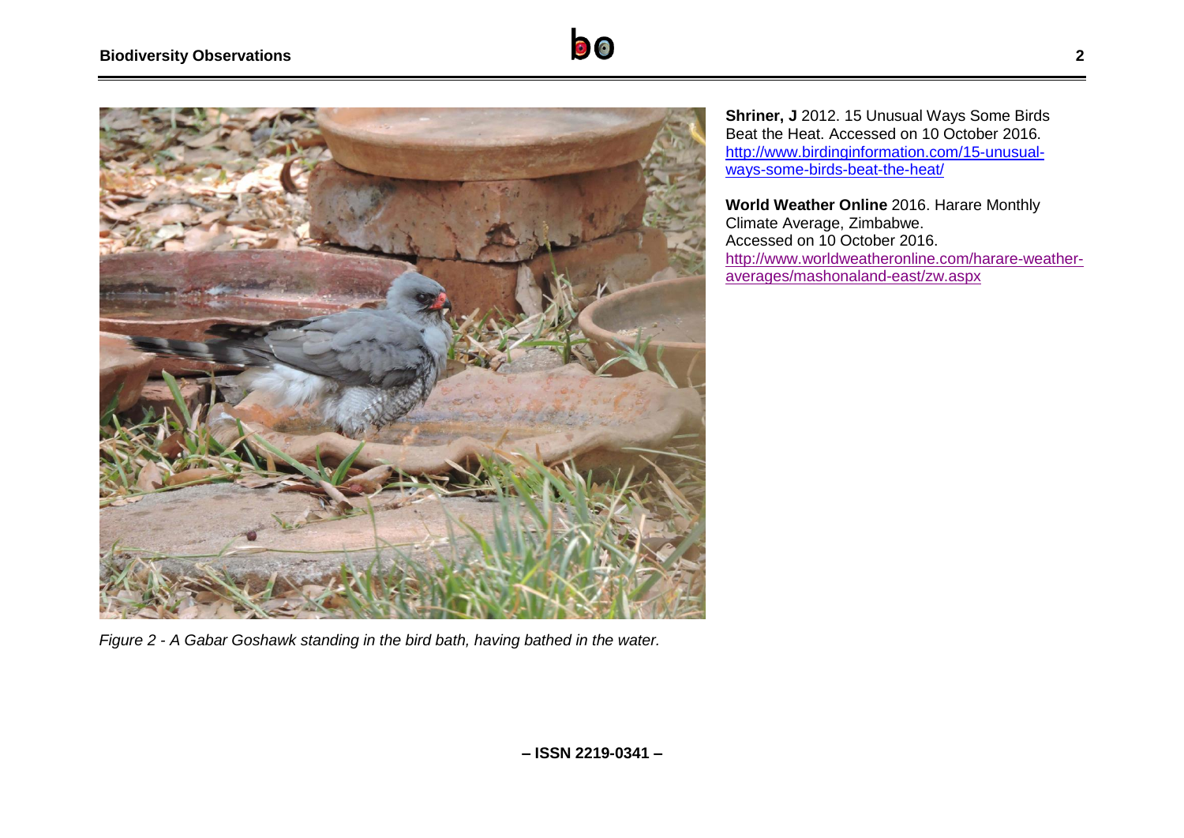*Figure 2 - A Gabar Goshawk standing in the bird bath, having bathed in the water.*

**Shriner, J** 2012. 15 Unusual Ways Some Birds Beat the Heat. Accessed on 10 October 2016. http://www.birdinginformation.com/15-unusual-ways-some-birds-beat-the-heat/

**World Weather Online** 2016. Harare Monthly Climate Average, Zimbabwe. Accessed on 10 October 2016. http://www.worldweatheronline.com/harare-weather-averages/mashonaland-east/zw.aspx

– ISSN 2219-0341 –